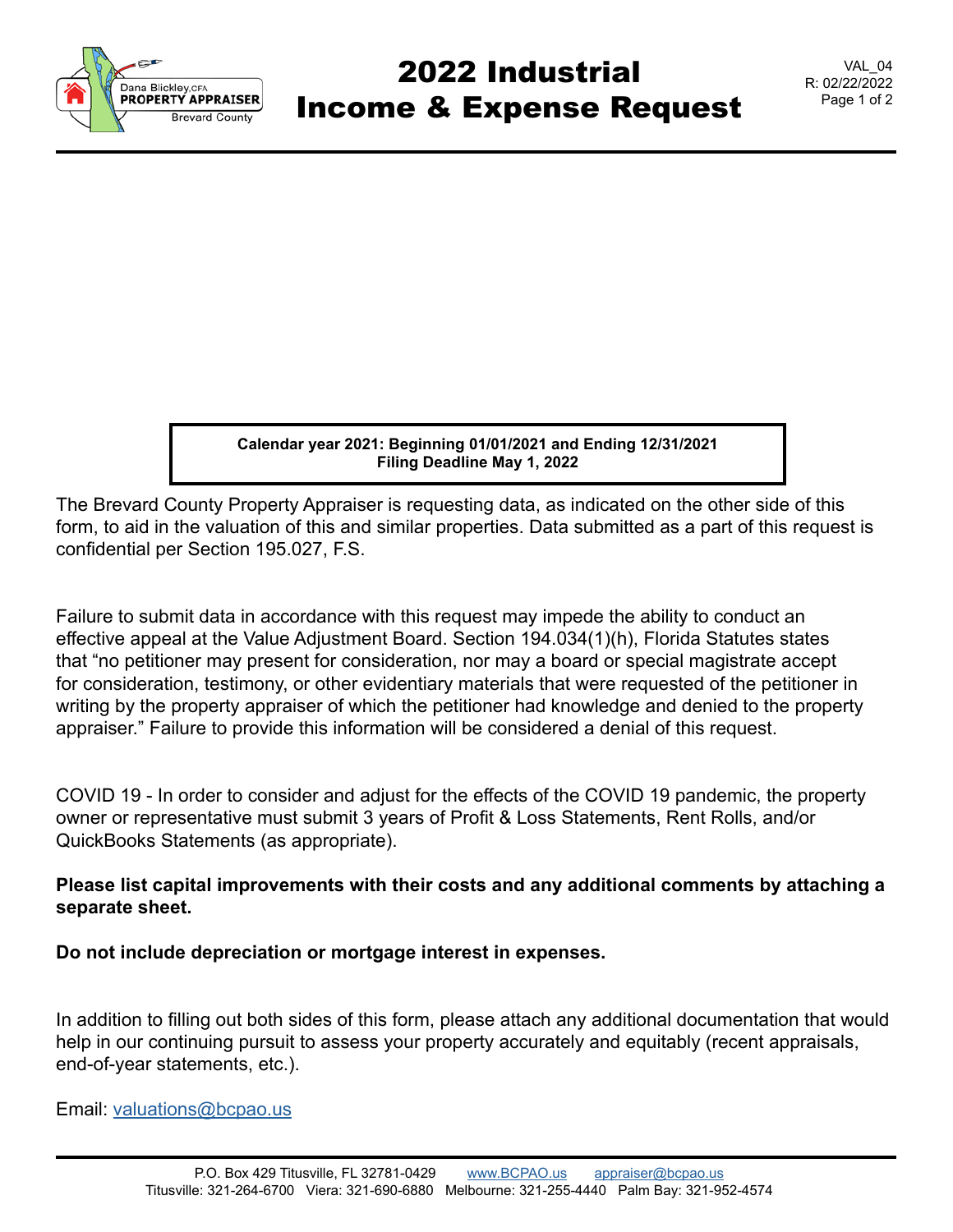# 2022 Industrial Income & Expense Request

VAL_04
R: 02/22/2022

**Calendar year 2021: Beginning 01/01/2021 and Ending 12/31/2021**
**Filing Deadline May 1, 2022**

The Brevard County Property Appraiser is requesting data, as indicated on the other side of this form, to aid in the valuation of this and similar properties. Data submitted as a part of this request is confidential per Section 195.027, F.S.

Failure to submit data in accordance with this request may impede the ability to conduct an effective appeal at the Value Adjustment Board. Section 194.034(1)(h), Florida Statutes states that "no petitioner may present for consideration, nor may a board or special magistrate accept for consideration, testimony, or other evidentiary materials that were requested of the petitioner in writing by the property appraiser of which the petitioner had knowledge and denied to the property appraiser." Failure to provide this information will be considered a denial of this request.

COVID 19 - In order to consider and adjust for the effects of the COVID 19 pandemic, the property owner or representative must submit 3 years of Profit & Loss Statements, Rent Rolls, and/or QuickBooks Statements (as appropriate).

**Please list capital improvements with their costs and any additional comments by attaching a separate sheet.**

**Do not include depreciation or mortgage interest in expenses.**

In addition to filling out both sides of this form, please attach any additional documentation that would help in our continuing pursuit to assess your property accurately and equitably (recent appraisals, end-of-year statements, etc.).

Email: valuations@bcpao.us

P.O. Box 429 Titusville, FL 32781-0429 www.BCPAO.us appraiser@bcpao.us
Titusville: 321-264-6700 Viera: 321-690-6880 Melbourne: 321-255-4440 Palm Bay: 321-952-4574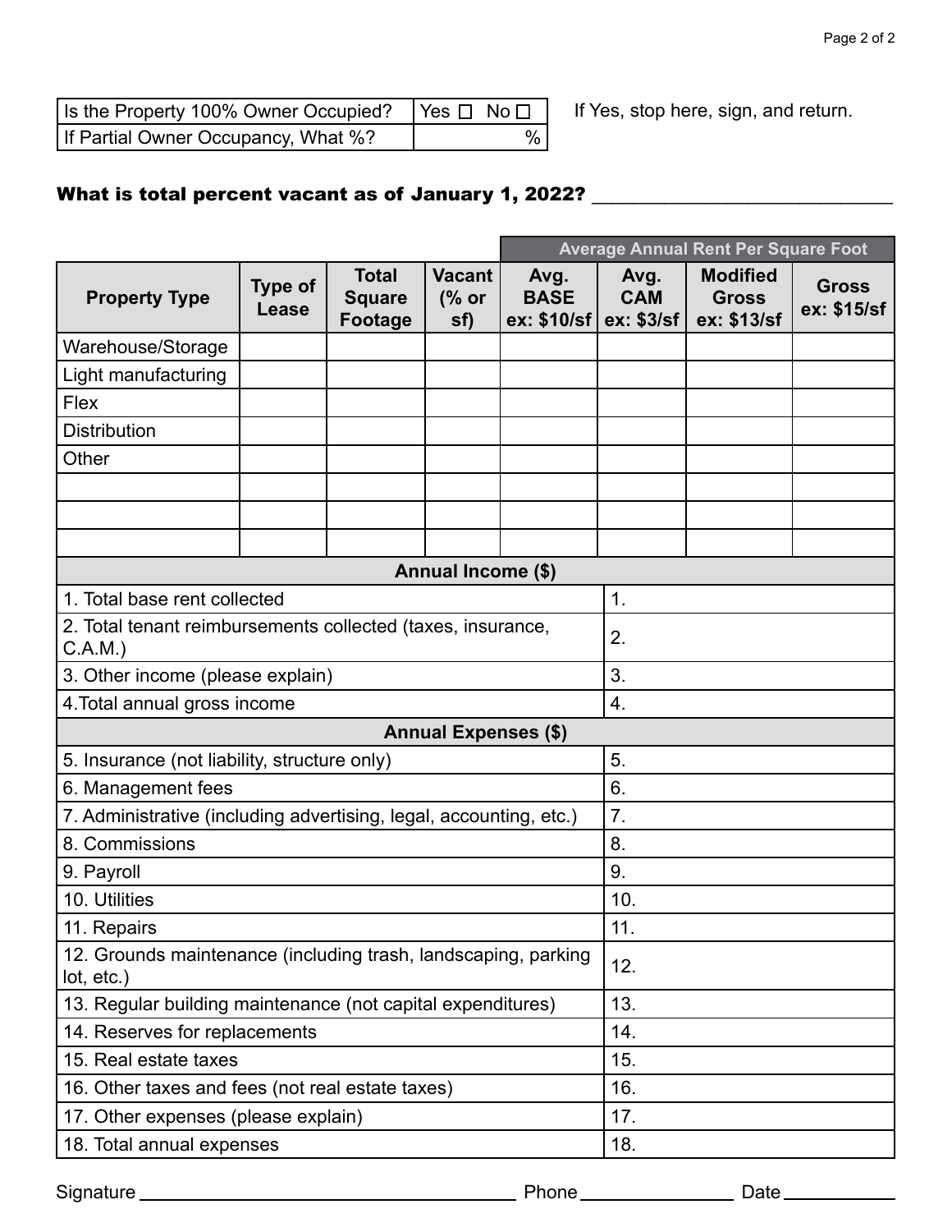| | | |
|---|---|---|
| Is the Property 100% Owner Occupied? | Yes ☐ No ☐ | If Yes, stop here, sign, and return. |
| If Partial Owner Occupancy, What %? | % | |

**What is total percent vacant as of January 1, 2022?** ____________________________

| | | | | Average Annual Rent Per Square Foot | | | |
|---|---|---|---|---|---|---|---|
| **Property Type** | **Type of Lease** | **Total Square Footage** | **Vacant (% or sf)** | **Avg. BASE ex: $10/sf** | **Avg. CAM ex: $3/sf** | **Modified Gross ex: $13/sf** | **Gross ex: $15/sf** |
| Warehouse/Storage | | | | | | | |
| Light manufacturing | | | | | | | |
| Flex | | | | | | | |
| Distribution | | | | | | | |
| Other | | | | | | | |
| | | | | | | | |
| | | | | | | | |
| | | | | | | | |

| **Annual Income ($)** | |
|---|---|
| 1. Total base rent collected | 1. |
| 2. Total tenant reimbursements collected (taxes, insurance, C.A.M.) | 2. |
| 3. Other income (please explain) | 3. |
| 4.Total annual gross income | 4. |
| **Annual Expenses ($)** | |
| 5. Insurance (not liability, structure only) | 5. |
| 6. Management fees | 6. |
| 7. Administrative (including advertising, legal, accounting, etc.) | 7. |
| 8. Commissions | 8. |
| 9. Payroll | 9. |
| 10. Utilities | 10. |
| 11. Repairs | 11. |
| 12. Grounds maintenance (including trash, landscaping, parking lot, etc.) | 12. |
| 13. Regular building maintenance (not capital expenditures) | 13. |
| 14. Reserves for replacements | 14. |
| 15. Real estate taxes | 15. |
| 16. Other taxes and fees (not real estate taxes) | 16. |
| 17. Other expenses (please explain) | 17. |
| 18. Total annual expenses | 18. |

Signature ______________________________ Phone ______________ Date __________